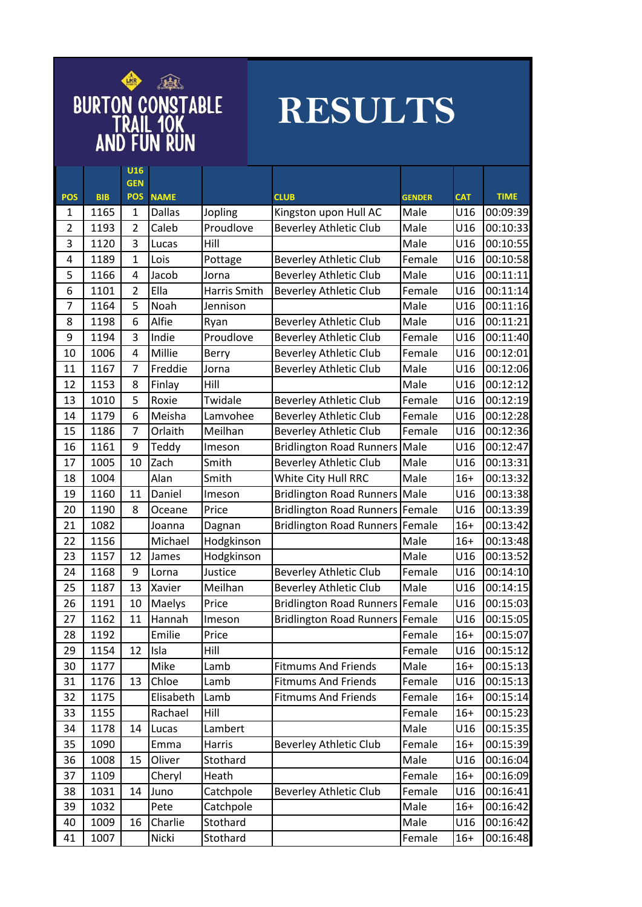# BURTON CONSTABLE TRAIL 10K AND FUN RUN

# RESULTS

| POS | BIB | U16 GEN POS | NAME | | CLUB | GENDER | CAT | TIME |
|---|---|---|---|---|---|---|---|---|
| 1 | 1165 | 1 | Dallas | Jopling | Kingston upon Hull AC | Male | U16 | 00:09:39 |
| 2 | 1193 | 2 | Caleb | Proudlove | Beverley Athletic Club | Male | U16 | 00:10:33 |
| 3 | 1120 | 3 | Lucas | Hill | | Male | U16 | 00:10:55 |
| 4 | 1189 | 1 | Lois | Pottage | Beverley Athletic Club | Female | U16 | 00:10:58 |
| 5 | 1166 | 4 | Jacob | Jorna | Beverley Athletic Club | Male | U16 | 00:11:11 |
| 6 | 1101 | 2 | Ella | Harris Smith | Beverley Athletic Club | Female | U16 | 00:11:14 |
| 7 | 1164 | 5 | Noah | Jennison | | Male | U16 | 00:11:16 |
| 8 | 1198 | 6 | Alfie | Ryan | Beverley Athletic Club | Male | U16 | 00:11:21 |
| 9 | 1194 | 3 | Indie | Proudlove | Beverley Athletic Club | Female | U16 | 00:11:40 |
| 10 | 1006 | 4 | Millie | Berry | Beverley Athletic Club | Female | U16 | 00:12:01 |
| 11 | 1167 | 7 | Freddie | Jorna | Beverley Athletic Club | Male | U16 | 00:12:06 |
| 12 | 1153 | 8 | Finlay | Hill | | Male | U16 | 00:12:12 |
| 13 | 1010 | 5 | Roxie | Twidale | Beverley Athletic Club | Female | U16 | 00:12:19 |
| 14 | 1179 | 6 | Meisha | Lamvohee | Beverley Athletic Club | Female | U16 | 00:12:28 |
| 15 | 1186 | 7 | Orlaith | Meilhan | Beverley Athletic Club | Female | U16 | 00:12:36 |
| 16 | 1161 | 9 | Teddy | Imeson | Bridlington Road Runners | Male | U16 | 00:12:47 |
| 17 | 1005 | 10 | Zach | Smith | Beverley Athletic Club | Male | U16 | 00:13:31 |
| 18 | 1004 | | Alan | Smith | White City Hull RRC | Male | 16+ | 00:13:32 |
| 19 | 1160 | 11 | Daniel | Imeson | Bridlington Road Runners | Male | U16 | 00:13:38 |
| 20 | 1190 | 8 | Oceane | Price | Bridlington Road Runners | Female | U16 | 00:13:39 |
| 21 | 1082 | | Joanna | Dagnan | Bridlington Road Runners | Female | 16+ | 00:13:42 |
| 22 | 1156 | | Michael | Hodgkinson | | Male | 16+ | 00:13:48 |
| 23 | 1157 | 12 | James | Hodgkinson | | Male | U16 | 00:13:52 |
| 24 | 1168 | 9 | Lorna | Justice | Beverley Athletic Club | Female | U16 | 00:14:10 |
| 25 | 1187 | 13 | Xavier | Meilhan | Beverley Athletic Club | Male | U16 | 00:14:15 |
| 26 | 1191 | 10 | Maelys | Price | Bridlington Road Runners | Female | U16 | 00:15:03 |
| 27 | 1162 | 11 | Hannah | Imeson | Bridlington Road Runners | Female | U16 | 00:15:05 |
| 28 | 1192 | | Emilie | Price | | Female | 16+ | 00:15:07 |
| 29 | 1154 | 12 | Isla | Hill | | Female | U16 | 00:15:12 |
| 30 | 1177 | | Mike | Lamb | Fitmums And Friends | Male | 16+ | 00:15:13 |
| 31 | 1176 | 13 | Chloe | Lamb | Fitmums And Friends | Female | U16 | 00:15:13 |
| 32 | 1175 | | Elisabeth | Lamb | Fitmums And Friends | Female | 16+ | 00:15:14 |
| 33 | 1155 | | Rachael | Hill | | Female | 16+ | 00:15:23 |
| 34 | 1178 | 14 | Lucas | Lambert | | Male | U16 | 00:15:35 |
| 35 | 1090 | | Emma | Harris | Beverley Athletic Club | Female | 16+ | 00:15:39 |
| 36 | 1008 | 15 | Oliver | Stothard | | Male | U16 | 00:16:04 |
| 37 | 1109 | | Cheryl | Heath | | Female | 16+ | 00:16:09 |
| 38 | 1031 | 14 | Juno | Catchpole | Beverley Athletic Club | Female | U16 | 00:16:41 |
| 39 | 1032 | | Pete | Catchpole | | Male | 16+ | 00:16:42 |
| 40 | 1009 | 16 | Charlie | Stothard | | Male | U16 | 00:16:42 |
| 41 | 1007 | | Nicki | Stothard | | Female | 16+ | 00:16:48 |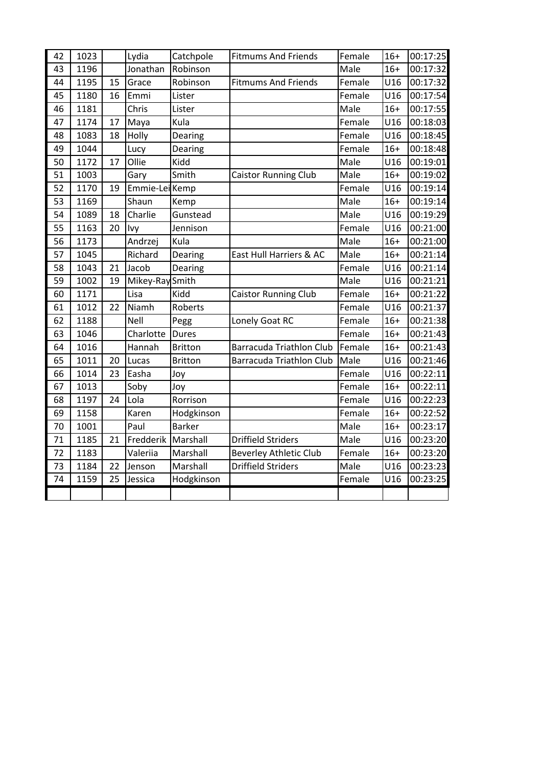| | | | | | | | | |
|---|---|---|---|---|---|---|---|---|
| 42 | 1023 | | Lydia | Catchpole | Fitmums And Friends | Female | 16+ | 00:17:25 |
| 43 | 1196 | | Jonathan | Robinson | | Male | 16+ | 00:17:32 |
| 44 | 1195 | 15 | Grace | Robinson | Fitmums And Friends | Female | U16 | 00:17:32 |
| 45 | 1180 | 16 | Emmi | Lister | | Female | U16 | 00:17:54 |
| 46 | 1181 | | Chris | Lister | | Male | 16+ | 00:17:55 |
| 47 | 1174 | 17 | Maya | Kula | | Female | U16 | 00:18:03 |
| 48 | 1083 | 18 | Holly | Dearing | | Female | U16 | 00:18:45 |
| 49 | 1044 | | Lucy | Dearing | | Female | 16+ | 00:18:48 |
| 50 | 1172 | 17 | Ollie | Kidd | | Male | U16 | 00:19:01 |
| 51 | 1003 | | Gary | Smith | Caistor Running Club | Male | 16+ | 00:19:02 |
| 52 | 1170 | 19 | Emmie-Lei | Kemp | | Female | U16 | 00:19:14 |
| 53 | 1169 | | Shaun | Kemp | | Male | 16+ | 00:19:14 |
| 54 | 1089 | 18 | Charlie | Gunstead | | Male | U16 | 00:19:29 |
| 55 | 1163 | 20 | Ivy | Jennison | | Female | U16 | 00:21:00 |
| 56 | 1173 | | Andrzej | Kula | | Male | 16+ | 00:21:00 |
| 57 | 1045 | | Richard | Dearing | East Hull Harriers & AC | Male | 16+ | 00:21:14 |
| 58 | 1043 | 21 | Jacob | Dearing | | Female | U16 | 00:21:14 |
| 59 | 1002 | 19 | Mikey-Ray | Smith | | Male | U16 | 00:21:21 |
| 60 | 1171 | | Lisa | Kidd | Caistor Running Club | Female | 16+ | 00:21:22 |
| 61 | 1012 | 22 | Niamh | Roberts | | Female | U16 | 00:21:37 |
| 62 | 1188 | | Nell | Pegg | Lonely Goat RC | Female | 16+ | 00:21:38 |
| 63 | 1046 | | Charlotte | Dures | | Female | 16+ | 00:21:43 |
| 64 | 1016 | | Hannah | Britton | Barracuda Triathlon Club | Female | 16+ | 00:21:43 |
| 65 | 1011 | 20 | Lucas | Britton | Barracuda Triathlon Club | Male | U16 | 00:21:46 |
| 66 | 1014 | 23 | Easha | Joy | | Female | U16 | 00:22:11 |
| 67 | 1013 | | Soby | Joy | | Female | 16+ | 00:22:11 |
| 68 | 1197 | 24 | Lola | Rorrison | | Female | U16 | 00:22:23 |
| 69 | 1158 | | Karen | Hodgkinson | | Female | 16+ | 00:22:52 |
| 70 | 1001 | | Paul | Barker | | Male | 16+ | 00:23:17 |
| 71 | 1185 | 21 | Fredderik | Marshall | Driffield Striders | Male | U16 | 00:23:20 |
| 72 | 1183 | | Valeriia | Marshall | Beverley Athletic Club | Female | 16+ | 00:23:20 |
| 73 | 1184 | 22 | Jenson | Marshall | Driffield Striders | Male | U16 | 00:23:23 |
| 74 | 1159 | 25 | Jessica | Hodgkinson | | Female | U16 | 00:23:25 |